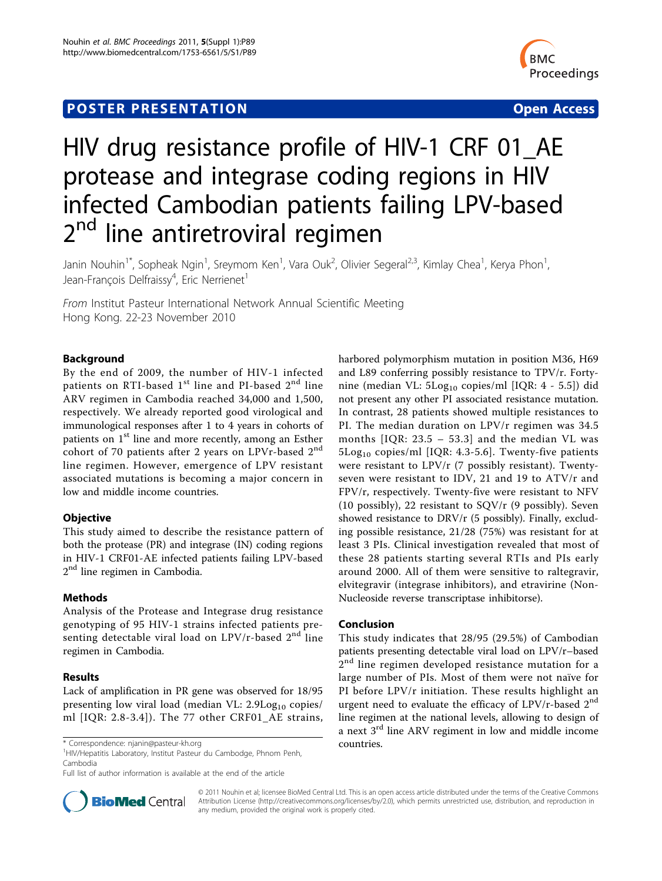POSTER PRESENTATION | Open Access

# HIV drug resistance profile of HIV-1 CRF 01_AE protease and integrase coding regions in HIV infected Cambodian patients failing LPV-based 2nd line antiretroviral regimen

Janin Nouhin[1*], Sopheak Ngin[1], Sreymom Ken[1], Vara Ouk[2], Olivier Segeral[2,3], Kimlay Chea[1], Kerya Phon[1], Jean-François Delfraissy[4], Eric Nerrienet[1]

*From* Institut Pasteur International Network Annual Scientific Meeting
Hong Kong. 22-23 November 2010

## Background

By the end of 2009, the number of HIV-1 infected patients on RTI-based 1st line and PI-based 2nd line ARV regimen in Cambodia reached 34,000 and 1,500, respectively. We already reported good virological and immunological responses after 1 to 4 years in cohorts of patients on 1st line and more recently, among an Esther cohort of 70 patients after 2 years on LPVr-based 2nd line regimen. However, emergence of LPV resistant associated mutations is becoming a major concern in low and middle income countries.

## Objective

This study aimed to describe the resistance pattern of both the protease (PR) and integrase (IN) coding regions in HIV-1 CRF01-AE infected patients failing LPV-based 2nd line regimen in Cambodia.

## Methods

Analysis of the Protease and Integrase drug resistance genotyping of 95 HIV-1 strains infected patients presenting detectable viral load on LPV/r-based 2nd line regimen in Cambodia.

## Results

Lack of amplification in PR gene was observed for 18/95 presenting low viral load (median VL: $2.9Log_{10}$ copies/ml [IQR: 2.8-3.4]). The 77 other CRF01_AE strains, harbored polymorphism mutation in position M36, H69 and L89 conferring possibly resistance to TPV/r. Forty-nine (median VL: $5Log_{10}$ copies/ml [IQR: 4 - 5.5]) did not present any other PI associated resistance mutation. In contrast, 28 patients showed multiple resistances to PI. The median duration on LPV/r regimen was 34.5 months [IQR: 23.5 – 53.3] and the median VL was $5Log_{10}$ copies/ml [IQR: 4.3-5.6]. Twenty-five patients were resistant to LPV/r (7 possibly resistant). Twenty-seven were resistant to IDV, 21 and 19 to ATV/r and FPV/r, respectively. Twenty-five were resistant to NFV (10 possibly), 22 resistant to SQV/r (9 possibly). Seven showed resistance to DRV/r (5 possibly). Finally, excluding possible resistance, 21/28 (75%) was resistant for at least 3 PIs. Clinical investigation revealed that most of these 28 patients starting several RTIs and PIs early around 2000. All of them were sensitive to raltegravir, elvitegravir (integrase inhibitors), and etravirine (Non-Nucleoside reverse transcriptase inhibitorse).

## Conclusion

This study indicates that 28/95 (29.5%) of Cambodian patients presenting detectable viral load on LPV/r–based 2nd line regimen developed resistance mutation for a large number of PIs. Most of them were not naïve for PI before LPV/r initiation. These results highlight an urgent need to evaluate the efficacy of LPV/r-based 2nd line regimen at the national levels, allowing to design of a next 3rd line ARV regiment in low and middle income countries.

* Correspondence: njanin@pasteur-kh.org
[1]HIV/Hepatitis Laboratory, Institut Pasteur du Cambodge, Phnom Penh, Cambodia
Full list of author information is available at the end of the article

© 2011 Nouhin et al; licensee BioMed Central Ltd. This is an open access article distributed under the terms of the Creative Commons Attribution License (http://creativecommons.org/licenses/by/2.0), which permits unrestricted use, distribution, and reproduction in any medium, provided the original work is properly cited.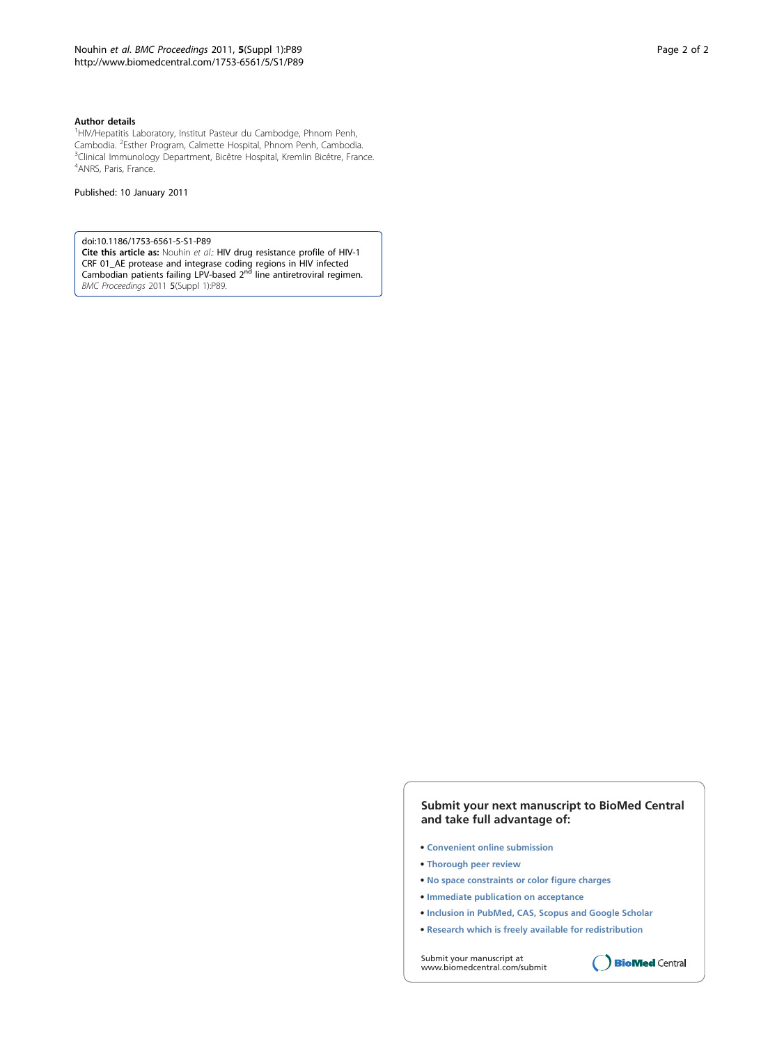#### Author details

[1]HIV/Hepatitis Laboratory, Institut Pasteur du Cambodge, Phnom Penh, Cambodia. [2]Esther Program, Calmette Hospital, Phnom Penh, Cambodia. [3]Clinical Immunology Department, Bicêtre Hospital, Kremlin Bicêtre, France. [4]ANRS, Paris, France.

Published: 10 January 2011

doi:10.1186/1753-6561-5-S1-P89

**Cite this article as:** Nouhin *et al.*: HIV drug resistance profile of HIV-1 CRF 01_AE protease and integrase coding regions in HIV infected Cambodian patients failing LPV-based 2nd line antiretroviral regimen. *BMC Proceedings* 2011 **5**(Suppl 1):P89.

**Submit your next manuscript to BioMed Central and take full advantage of:**

- **Convenient online submission**
- **Thorough peer review**
- **No space constraints or color figure charges**
- **Immediate publication on acceptance**
- **Inclusion in PubMed, CAS, Scopus and Google Scholar**
- **Research which is freely available for redistribution**

Submit your manuscript at
www.biomedcentral.com/submit

BioMed Central